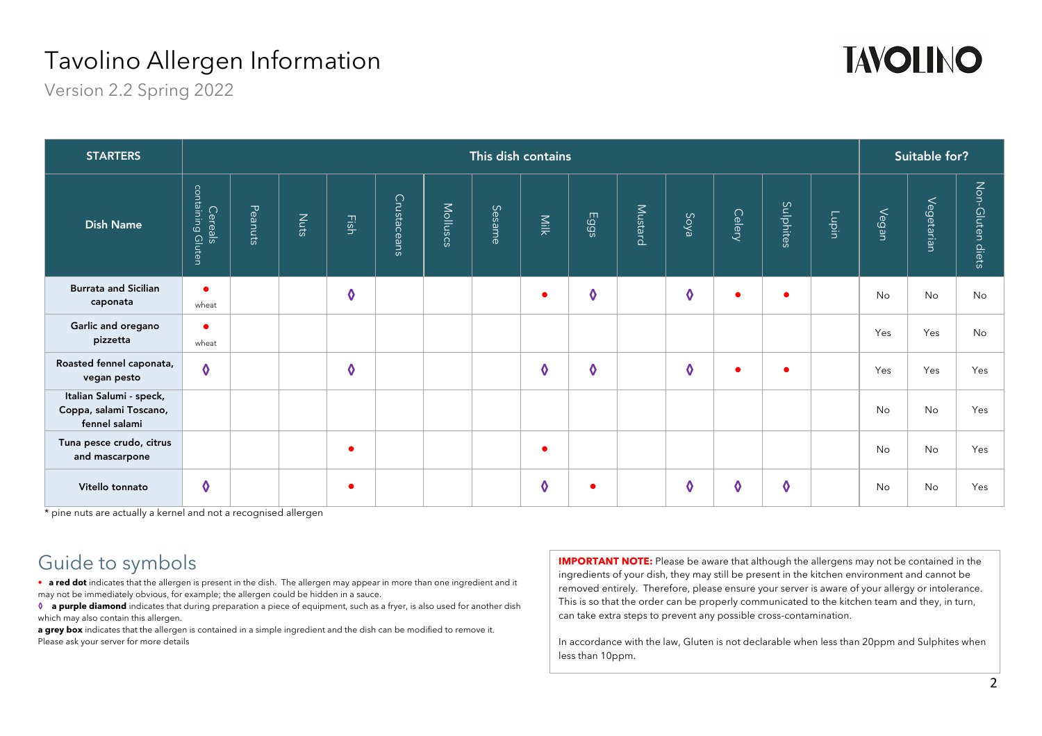# Tavolino Allergen Information

Version 2.2 Spring 2022

TAVOLINO

| STARTERS | This dish contains | | | | | | | | | | | | | | Suitable for? | | |
|---|---|---|---|---|---|---|---|---|---|---|---|---|---|---|---|---|---|
| Dish Name | Cereals containing Gluten | Peanuts | Nuts | Fish | Crustaceans | Molluscs | Sesame | Milk | Eggs | Mustard | Soya | Celery | Sulphites | Lupin | Vegan | Vegetarian | Non-Gluten diets |
| Burrata and Sicilian caponata | ● wheat | | | ◊ | | | | ● | ◊ | | ◊ | ● | ● | | No | No | No |
| Garlic and oregano pizzetta | ● wheat | | | | | | | | | | | | | | Yes | Yes | No |
| Roasted fennel caponata, vegan pesto | ◊ | | | ◊ | | | | ◊ | ◊ | | ◊ | ● | ● | | Yes | Yes | Yes |
| Italian Salumi - speck, Coppa, salami Toscano, fennel salami | | | | | | | | | | | | | | | No | No | Yes |
| Tuna pesce crudo, citrus and mascarpone | | | | ● | | | | ● | | | | | | | No | No | Yes |
| Vitello tonnato | ◊ | | | ● | | | | ◊ | ● | | ◊ | ◊ | ◊ | | No | No | Yes |

* pine nuts are actually a kernel and not a recognised allergen

## Guide to symbols

● **a red dot** indicates that the allergen is present in the dish. The allergen may appear in more than one ingredient and it may not be immediately obvious, for example; the allergen could be hidden in a sauce.

◊ **a purple diamond** indicates that during preparation a piece of equipment, such as a fryer, is also used for another dish which may also contain this allergen.

**a grey box** indicates that the allergen is contained in a simple ingredient and the dish can be modified to remove it. Please ask your server for more details

**IMPORTANT NOTE:** Please be aware that although the allergens may not be contained in the ingredients of your dish, they may still be present in the kitchen environment and cannot be removed entirely. Therefore, please ensure your server is aware of your allergy or intolerance. This is so that the order can be properly communicated to the kitchen team and they, in turn, can take extra steps to prevent any possible cross-contamination.

In accordance with the law, Gluten is not declarable when less than 20ppm and Sulphites when less than 10ppm.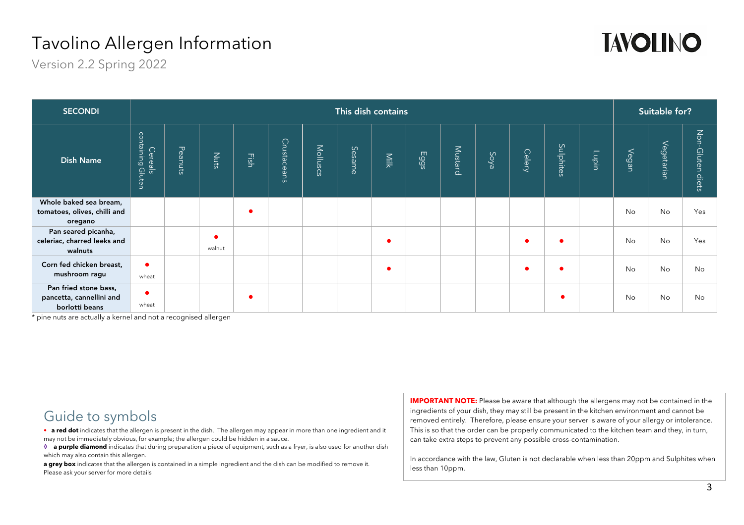# Tavolino Allergen Information

Version 2.2 Spring 2022

| SECONDI | This dish contains | | | | | | | | | | | | | | Suitable for? | | |
|---|---|---|---|---|---|---|---|---|---|---|---|---|---|---|---|---|---|
| Dish Name | Cereals containing Gluten | Peanuts | Nuts | Fish | Crustaceans | Molluscs | Sesame | Milk | Eggs | Mustard | Soya | Celery | Sulphites | Lupin | Vegan | Vegetarian | Non-Gluten diets |
| Whole baked sea bream, tomatoes, olives, chilli and oregano | | | | • | | | | | | | | | | | No | No | Yes |
| Pan seared picanha, celeriac, charred leeks and walnuts | | | • walnut | | | | | • | | | | • | • | | No | No | Yes |
| Corn fed chicken breast, mushroom ragu | • wheat | | | | | | | • | | | | • | • | | No | No | No |
| Pan fried stone bass, pancetta, cannellini and borlotti beans | • wheat | | | • | | | | | | | | | • | | No | No | No |

* pine nuts are actually a kernel and not a recognised allergen

## Guide to symbols

• **a red dot** indicates that the allergen is present in the dish. The allergen may appear in more than one ingredient and it may not be immediately obvious, for example; the allergen could be hidden in a sauce.

◊ **a purple diamond** indicates that during preparation a piece of equipment, such as a fryer, is also used for another dish which may also contain this allergen.

**a grey box** indicates that the allergen is contained in a simple ingredient and the dish can be modified to remove it. Please ask your server for more details

**IMPORTANT NOTE:** Please be aware that although the allergens may not be contained in the ingredients of your dish, they may still be present in the kitchen environment and cannot be removed entirely. Therefore, please ensure your server is aware of your allergy or intolerance. This is so that the order can be properly communicated to the kitchen team and they, in turn, can take extra steps to prevent any possible cross-contamination.

In accordance with the law, Gluten is not declarable when less than 20ppm and Sulphites when less than 10ppm.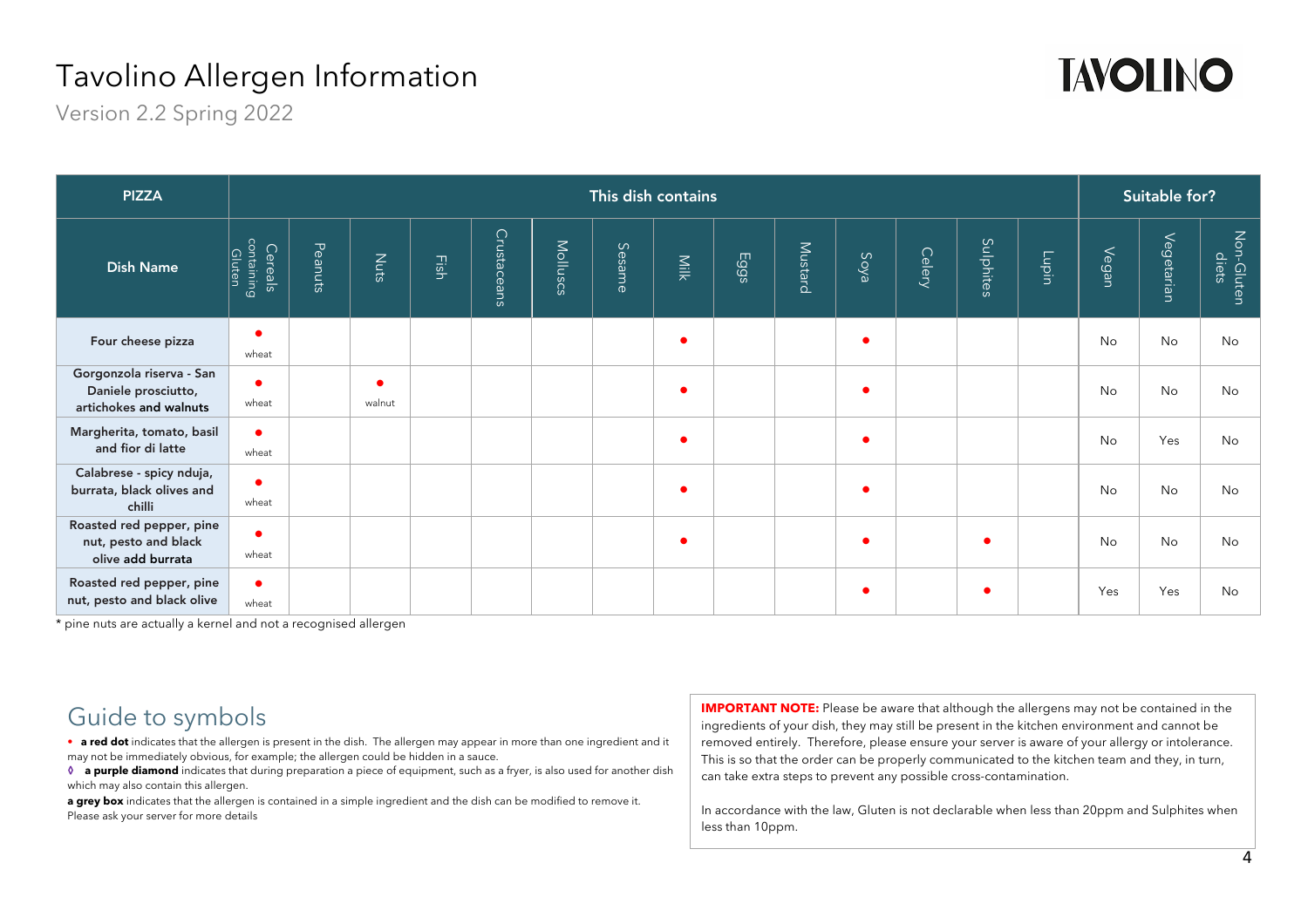# Tavolino Allergen Information

Version 2.2 Spring 2022

| PIZZA | This dish contains | | | | | | | | | | | | | | Suitable for? | | |
|---|---|---|---|---|---|---|---|---|---|---|---|---|---|---|---|---|---|
| Dish Name | Cereals containing Gluten | Peanuts | Nuts | Fish | Crustaceans | Molluscs | Sesame | Milk | Eggs | Mustard | Soya | Celery | Sulphites | Lupin | Vegan | Vegetarian | Non-Gluten diets |
| Four cheese pizza | • wheat | | | | | | | • | | | • | | | | No | No | No |
| Gorgonzola riserva - San Daniele prosciutto, artichokes and walnuts | • wheat | | • walnut | | | | | • | | | • | | | | No | No | No |
| Margherita, tomato, basil and fior di latte | • wheat | | | | | | | • | | | • | | | | No | Yes | No |
| Calabrese - spicy nduja, burrata, black olives and chilli | • wheat | | | | | | | • | | | • | | | | No | No | No |
| Roasted red pepper, pine nut, pesto and black olive add burrata | • wheat | | | | | | | • | | | • | | • | | No | No | No |
| Roasted red pepper, pine nut, pesto and black olive | • wheat | | | | | | | | | | • | | • | | Yes | Yes | No |

* pine nuts are actually a kernel and not a recognised allergen

## Guide to symbols

• **a red dot** indicates that the allergen is present in the dish. The allergen may appear in more than one ingredient and it may not be immediately obvious, for example; the allergen could be hidden in a sauce.

◊ **a purple diamond** indicates that during preparation a piece of equipment, such as a fryer, is also used for another dish which may also contain this allergen.

**a grey box** indicates that the allergen is contained in a simple ingredient and the dish can be modified to remove it. Please ask your server for more details

**IMPORTANT NOTE:** Please be aware that although the allergens may not be contained in the ingredients of your dish, they may still be present in the kitchen environment and cannot be removed entirely. Therefore, please ensure your server is aware of your allergy or intolerance. This is so that the order can be properly communicated to the kitchen team and they, in turn, can take extra steps to prevent any possible cross-contamination.

In accordance with the law, Gluten is not declarable when less than 20ppm and Sulphites when less than 10ppm.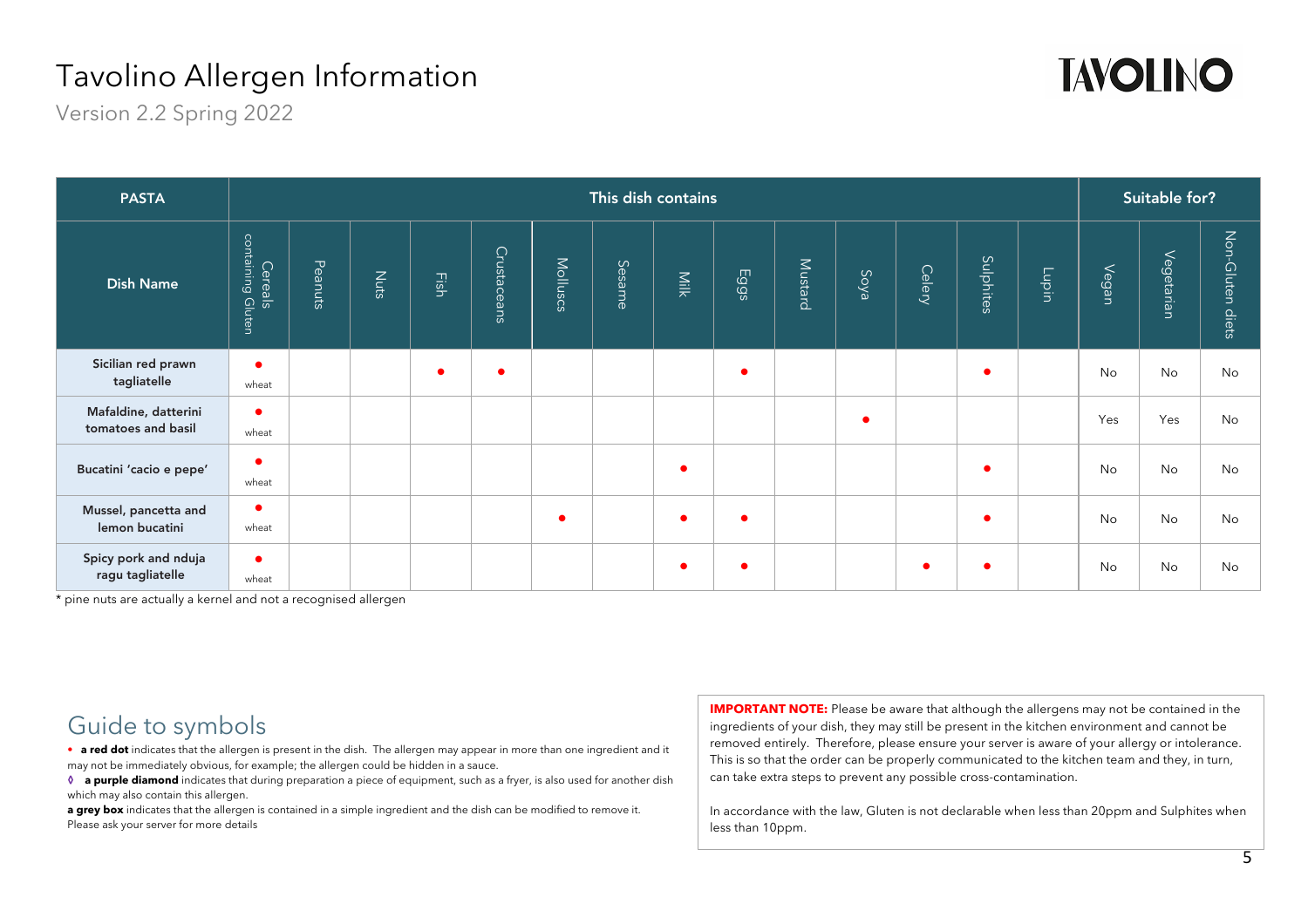# Tavolino Allergen Information

Version 2.2 Spring 2022

TAVOLINO

| PASTA | This dish contains | | | | | | | | | | | | | | Suitable for? | | |
|---|---|---|---|---|---|---|---|---|---|---|---|---|---|---|---|---|---|
| Dish Name | Cereals containing Gluten | Peanuts | Nuts | Fish | Crustaceans | Molluscs | Sesame | Milk | Eggs | Mustard | Soya | Celery | Sulphites | Lupin | Vegan | Vegetarian | Non-Gluten diets |
| Sicilian red prawn tagliatelle | ● wheat | | | ● | ● | | | | ● | | | | ● | | No | No | No |
| Mafaldine, datterini tomatoes and basil | ● wheat | | | | | | | | | | ● | | | | Yes | Yes | No |
| Bucatini 'cacio e pepe' | ● wheat | | | | | | | ● | | | | | ● | | No | No | No |
| Mussel, pancetta and lemon bucatini | ● wheat | | | | | ● | | ● | ● | | | | ● | | No | No | No |
| Spicy pork and nduja ragu tagliatelle | ● wheat | | | | | | | ● | ● | | | ● | ● | | No | No | No |

* pine nuts are actually a kernel and not a recognised allergen

## Guide to symbols

• **a red dot** indicates that the allergen is present in the dish. The allergen may appear in more than one ingredient and it may not be immediately obvious, for example; the allergen could be hidden in a sauce.

◊ **a purple diamond** indicates that during preparation a piece of equipment, such as a fryer, is also used for another dish which may also contain this allergen.

**a grey box** indicates that the allergen is contained in a simple ingredient and the dish can be modified to remove it. Please ask your server for more details

**IMPORTANT NOTE:** Please be aware that although the allergens may not be contained in the ingredients of your dish, they may still be present in the kitchen environment and cannot be removed entirely. Therefore, please ensure your server is aware of your allergy or intolerance. This is so that the order can be properly communicated to the kitchen team and they, in turn, can take extra steps to prevent any possible cross-contamination.

In accordance with the law, Gluten is not declarable when less than 20ppm and Sulphites when less than 10ppm.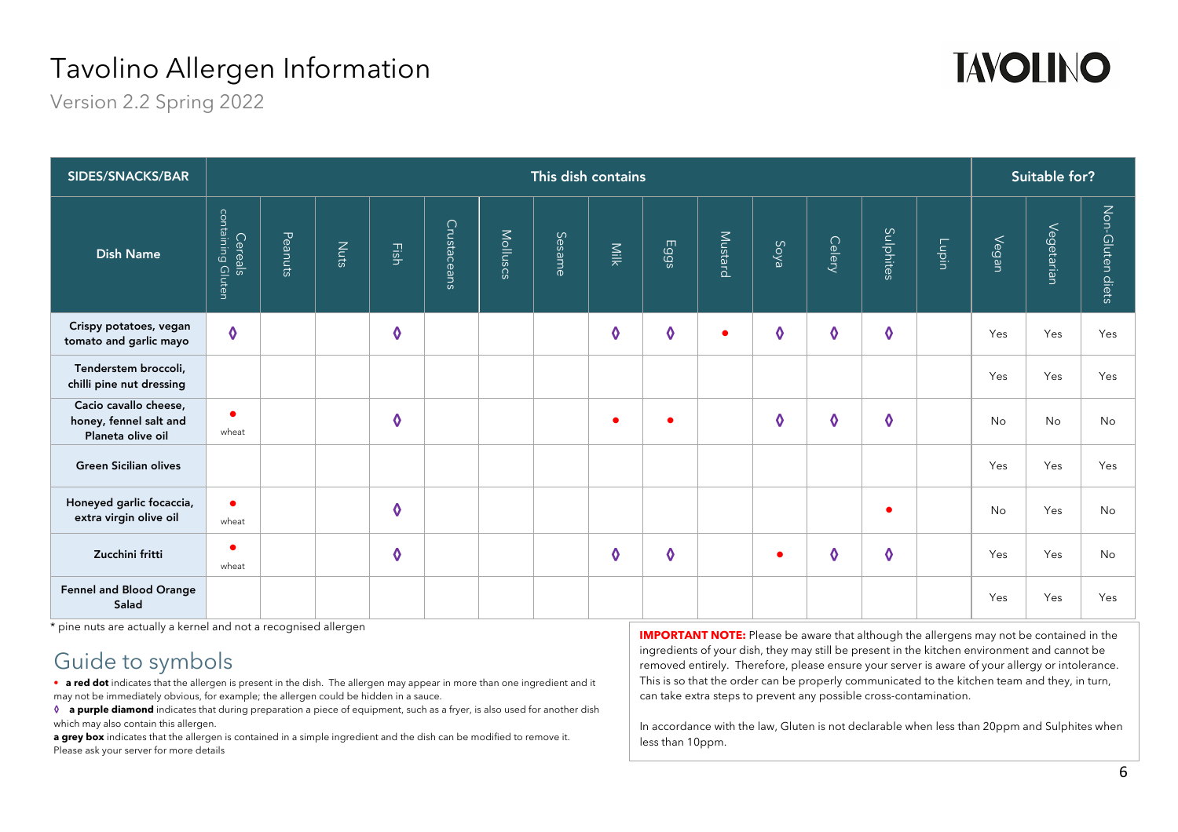# Tavolino Allergen Information

Version 2.2 Spring 2022

| SIDES/SNACKS/BAR | This dish contains | | | | | | | | | | | | | | Suitable for? | | |
|---|---|---|---|---|---|---|---|---|---|---|---|---|---|---|---|---|---|
| Dish Name | Cereals containing Gluten | Peanuts | Nuts | Fish | Crustaceans | Molluscs | Sesame | Milk | Eggs | Mustard | Soya | Celery | Sulphites | Lupin | Vegan | Vegetarian | Non-Gluten diets |
| Crispy potatoes, vegan tomato and garlic mayo | ◊ | | | ◊ | | | | ◊ | ◊ | • | ◊ | ◊ | ◊ | | Yes | Yes | Yes |
| Tenderstem broccoli, chilli pine nut dressing | | | | | | | | | | | | | | | Yes | Yes | Yes |
| Cacio cavallo cheese, honey, fennel salt and Planeta olive oil | • wheat | | | ◊ | | | | • | • | | ◊ | ◊ | ◊ | | No | No | No |
| Green Sicilian olives | | | | | | | | | | | | | | | Yes | Yes | Yes |
| Honeyed garlic focaccia, extra virgin olive oil | • wheat | | | ◊ | | | | | | | | | • | | No | Yes | No |
| Zucchini fritti | • wheat | | | ◊ | | | | ◊ | ◊ | | • | ◊ | ◊ | | Yes | Yes | No |
| Fennel and Blood Orange Salad | | | | | | | | | | | | | | | Yes | Yes | Yes |

* pine nuts are actually a kernel and not a recognised allergen

## Guide to symbols

• **a red dot** indicates that the allergen is present in the dish. The allergen may appear in more than one ingredient and it may not be immediately obvious, for example; the allergen could be hidden in a sauce.

◊ **a purple diamond** indicates that during preparation a piece of equipment, such as a fryer, is also used for another dish which may also contain this allergen.

**a grey box** indicates that the allergen is contained in a simple ingredient and the dish can be modified to remove it. Please ask your server for more details

**IMPORTANT NOTE:** Please be aware that although the allergens may not be contained in the ingredients of your dish, they may still be present in the kitchen environment and cannot be removed entirely. Therefore, please ensure your server is aware of your allergy or intolerance. This is so that the order can be properly communicated to the kitchen team and they, in turn, can take extra steps to prevent any possible cross-contamination.

In accordance with the law, Gluten is not declarable when less than 20ppm and Sulphites when less than 10ppm.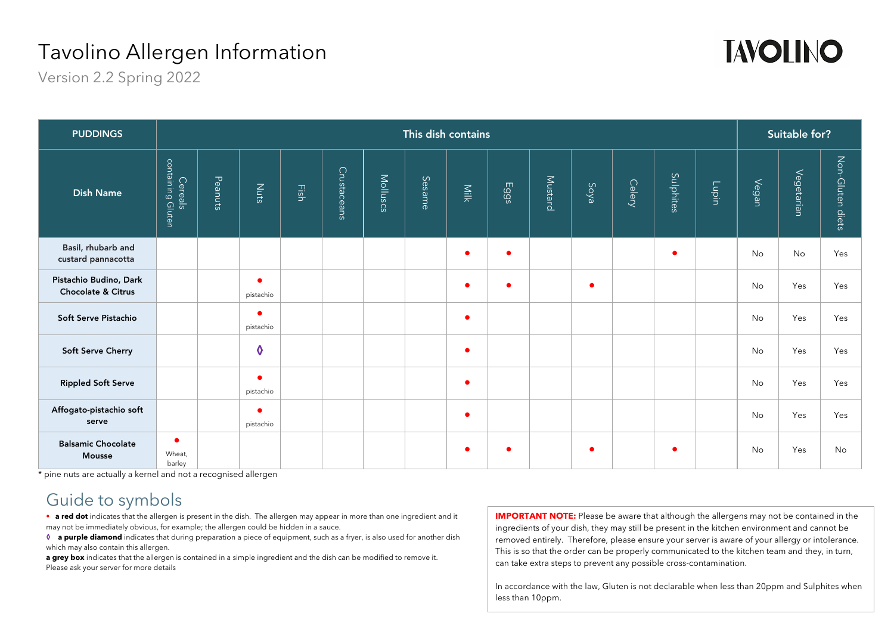# Tavolino Allergen Information

Version 2.2 Spring 2022

TAVOLINO

| PUDDINGS | This dish contains | | | | | | | | | | | | | | Suitable for? | | |
|---|---|---|---|---|---|---|---|---|---|---|---|---|---|---|---|---|---|
| Dish Name | Cereals containing Gluten | Peanuts | Nuts | Fish | Crustaceans | Molluscs | Sesame | Milk | Eggs | Mustard | Soya | Celery | Sulphites | Lupin | Vegan | Vegetarian | Non-Gluten diets |
| Basil, rhubarb and custard pannacotta | | | | | | | | ● | ● | | | | ● | | No | No | Yes |
| Pistachio Budino, Dark Chocolate & Citrus | | | ● pistachio | | | | | ● | ● | | ● | | | | No | Yes | Yes |
| Soft Serve Pistachio | | | ● pistachio | | | | | ● | | | | | | | No | Yes | Yes |
| Soft Serve Cherry | | | ◊ | | | | | ● | | | | | | | No | Yes | Yes |
| Rippled Soft Serve | | | ● pistachio | | | | | ● | | | | | | | No | Yes | Yes |
| Affogato-pistachio soft serve | | | ● pistachio | | | | | ● | | | | | | | No | Yes | Yes |
| Balsamic Chocolate Mousse | ● Wheat, barley | | | | | | | ● | ● | | ● | | ● | | No | Yes | No |

* pine nuts are actually a kernel and not a recognised allergen

## Guide to symbols

● **a red dot** indicates that the allergen is present in the dish. The allergen may appear in more than one ingredient and it may not be immediately obvious, for example; the allergen could be hidden in a sauce.

◊ **a purple diamond** indicates that during preparation a piece of equipment, such as a fryer, is also used for another dish which may also contain this allergen.

**a grey box** indicates that the allergen is contained in a simple ingredient and the dish can be modified to remove it. Please ask your server for more details

**IMPORTANT NOTE:** Please be aware that although the allergens may not be contained in the ingredients of your dish, they may still be present in the kitchen environment and cannot be removed entirely. Therefore, please ensure your server is aware of your allergy or intolerance. This is so that the order can be properly communicated to the kitchen team and they, in turn, can take extra steps to prevent any possible cross-contamination.

In accordance with the law, Gluten is not declarable when less than 20ppm and Sulphites when less than 10ppm.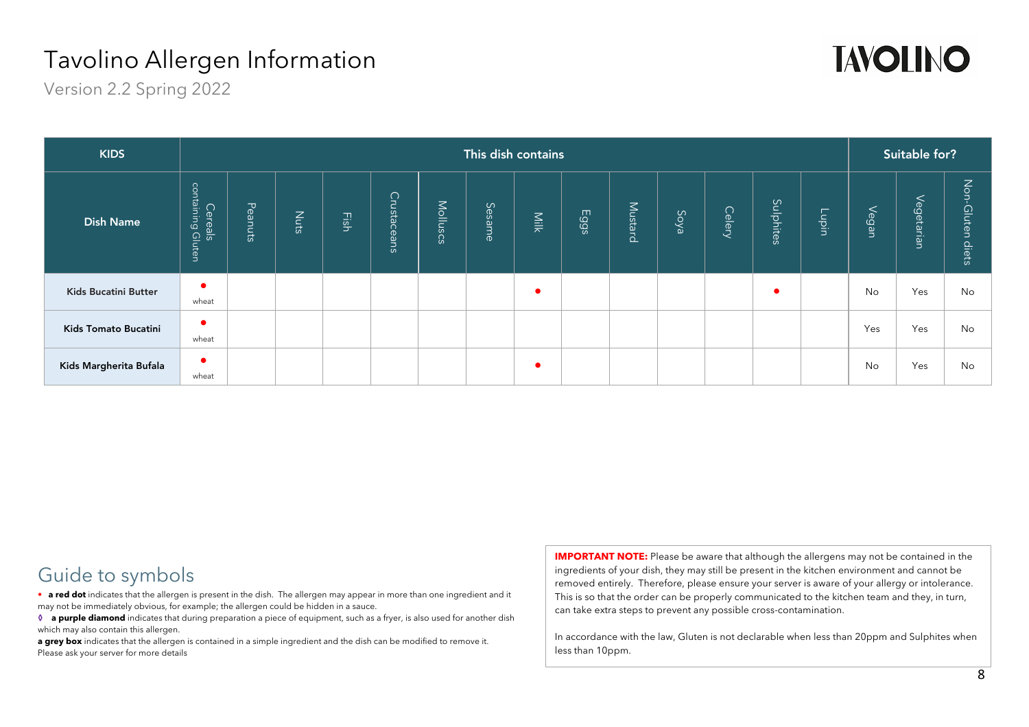# Tavolino Allergen Information

Version 2.2 Spring 2022

TAVOLINO

| KIDS | This dish contains | | | | | | | | | | | | | | Suitable for? | | |
|---|---|---|---|---|---|---|---|---|---|---|---|---|---|---|---|---|---|
| Dish Name | Cereals containing Gluten | Peanuts | Nuts | Fish | Crustaceans | Molluscs | Sesame | Milk | Eggs | Mustard | Soya | Celery | Sulphites | Lupin | Vegan | Vegetarian | Non-Gluten diets |
| Kids Bucatini Butter | • wheat | | | | | | | • | | | | | • | | No | Yes | No |
| Kids Tomato Bucatini | • wheat | | | | | | | | | | | | | | Yes | Yes | No |
| Kids Margherita Bufala | • wheat | | | | | | | • | | | | | | | No | Yes | No |

## Guide to symbols

• **a red dot** indicates that the allergen is present in the dish. The allergen may appear in more than one ingredient and it may not be immediately obvious, for example; the allergen could be hidden in a sauce.

◊ **a purple diamond** indicates that during preparation a piece of equipment, such as a fryer, is also used for another dish which may also contain this allergen.

**a grey box** indicates that the allergen is contained in a simple ingredient and the dish can be modified to remove it. Please ask your server for more details

**IMPORTANT NOTE:** Please be aware that although the allergens may not be contained in the ingredients of your dish, they may still be present in the kitchen environment and cannot be removed entirely. Therefore, please ensure your server is aware of your allergy or intolerance. This is so that the order can be properly communicated to the kitchen team and they, in turn, can take extra steps to prevent any possible cross-contamination.

In accordance with the law, Gluten is not declarable when less than 20ppm and Sulphites when less than 10ppm.